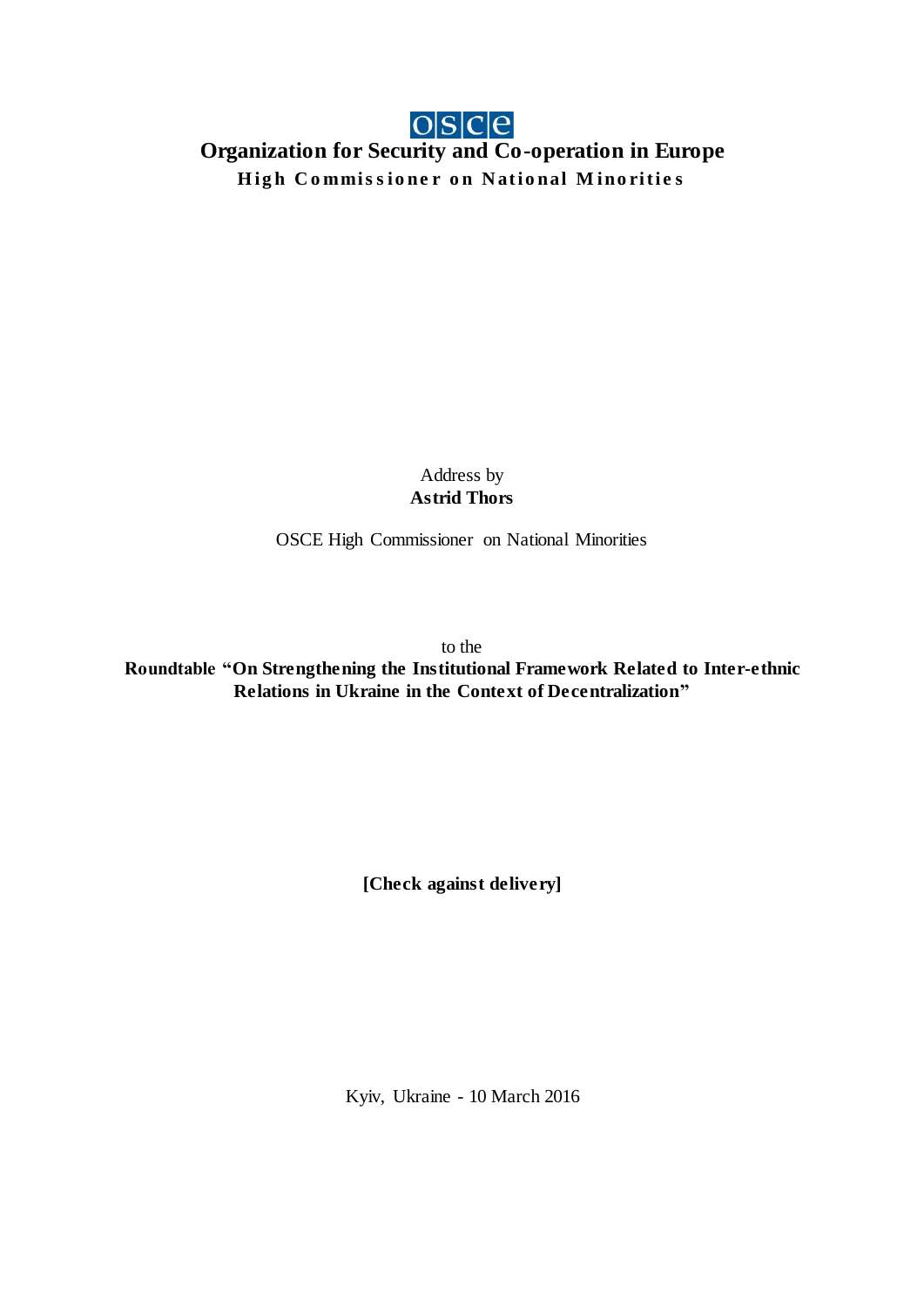osce

# Organization for Security and Co-operation in Europe

**High Commissioner on National Minorities**

Address by

**Astrid Thors**

OSCE High Commissioner on National Minorities

to the

**Roundtable "On Strengthening the Institutional Framework Related to Inter-ethnic Relations in Ukraine in the Context of Decentralization"**

**[Check against delivery]**

Kyiv, Ukraine - 10 March 2016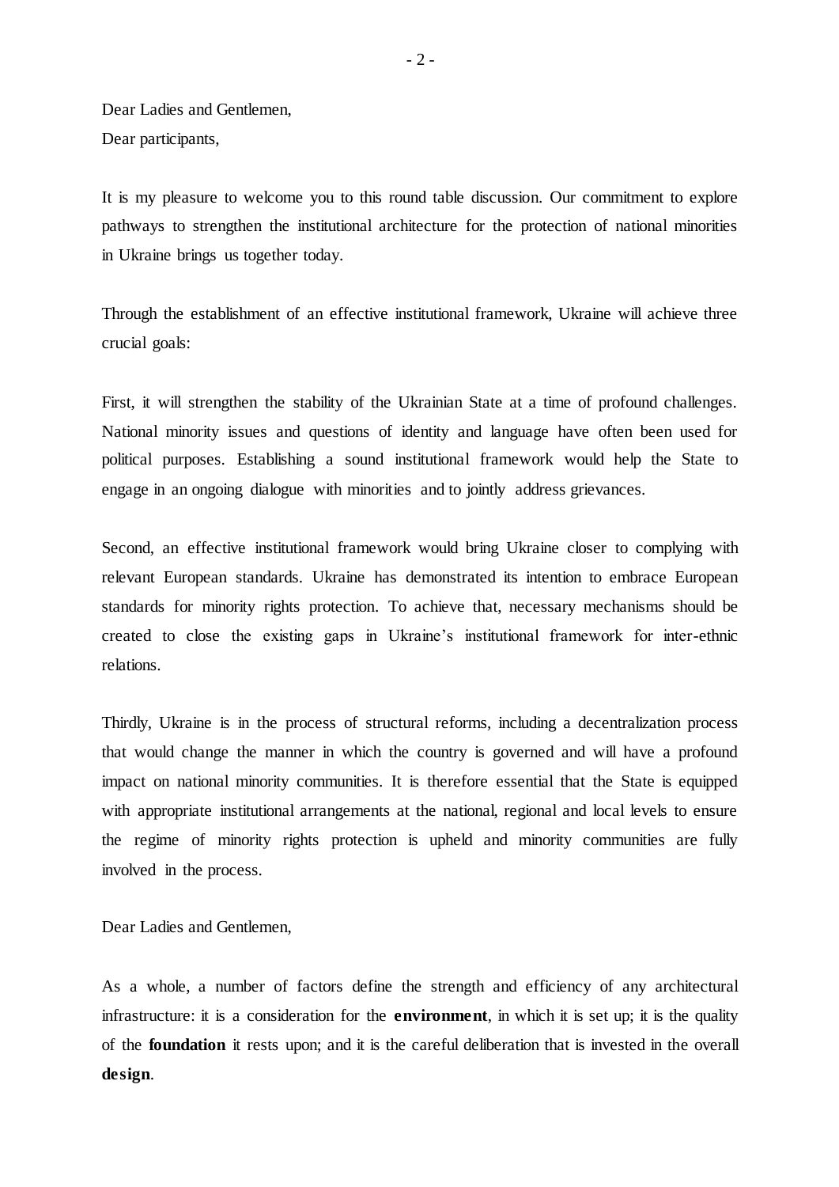Dear Ladies and Gentlemen,  
Dear participants,

It is my pleasure to welcome you to this round table discussion. Our commitment to explore pathways to strengthen the institutional architecture for the protection of national minorities in Ukraine brings us together today.

Through the establishment of an effective institutional framework, Ukraine will achieve three crucial goals:

First, it will strengthen the stability of the Ukrainian State at a time of profound challenges. National minority issues and questions of identity and language have often been used for political purposes. Establishing a sound institutional framework would help the State to engage in an ongoing dialogue with minorities and to jointly address grievances.

Second, an effective institutional framework would bring Ukraine closer to complying with relevant European standards. Ukraine has demonstrated its intention to embrace European standards for minority rights protection. To achieve that, necessary mechanisms should be created to close the existing gaps in Ukraine's institutional framework for inter-ethnic relations.

Thirdly, Ukraine is in the process of structural reforms, including a decentralization process that would change the manner in which the country is governed and will have a profound impact on national minority communities. It is therefore essential that the State is equipped with appropriate institutional arrangements at the national, regional and local levels to ensure the regime of minority rights protection is upheld and minority communities are fully involved in the process.

Dear Ladies and Gentlemen,

As a whole, a number of factors define the strength and efficiency of any architectural infrastructure: it is a consideration for the **environment**, in which it is set up; it is the quality of the **foundation** it rests upon; and it is the careful deliberation that is invested in the overall **design**.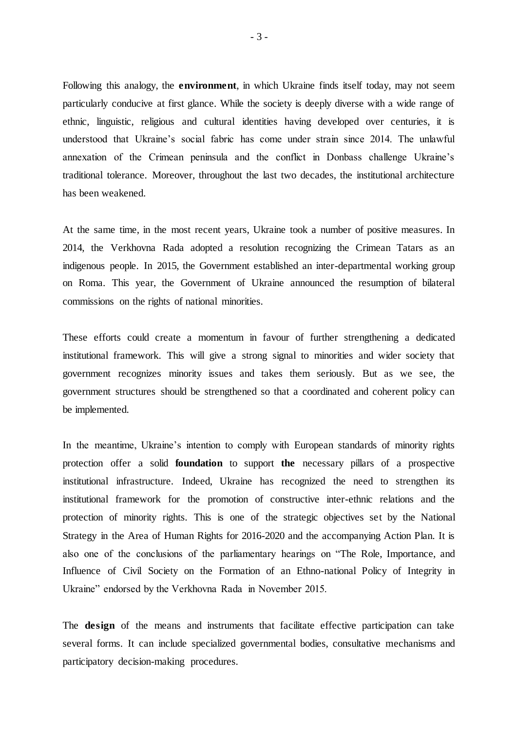Following this analogy, the **environment**, in which Ukraine finds itself today, may not seem particularly conducive at first glance. While the society is deeply diverse with a wide range of ethnic, linguistic, religious and cultural identities having developed over centuries, it is understood that Ukraine's social fabric has come under strain since 2014. The unlawful annexation of the Crimean peninsula and the conflict in Donbass challenge Ukraine's traditional tolerance. Moreover, throughout the last two decades, the institutional architecture has been weakened.

At the same time, in the most recent years, Ukraine took a number of positive measures. In 2014, the Verkhovna Rada adopted a resolution recognizing the Crimean Tatars as an indigenous people. In 2015, the Government established an inter-departmental working group on Roma. This year, the Government of Ukraine announced the resumption of bilateral commissions on the rights of national minorities.

These efforts could create a momentum in favour of further strengthening a dedicated institutional framework. This will give a strong signal to minorities and wider society that government recognizes minority issues and takes them seriously. But as we see, the government structures should be strengthened so that a coordinated and coherent policy can be implemented.

In the meantime, Ukraine's intention to comply with European standards of minority rights protection offer a solid **foundation** to support **the** necessary pillars of a prospective institutional infrastructure. Indeed, Ukraine has recognized the need to strengthen its institutional framework for the promotion of constructive inter-ethnic relations and the protection of minority rights. This is one of the strategic objectives set by the National Strategy in the Area of Human Rights for 2016-2020 and the accompanying Action Plan. It is also one of the conclusions of the parliamentary hearings on "The Role, Importance, and Influence of Civil Society on the Formation of an Ethno-national Policy of Integrity in Ukraine" endorsed by the Verkhovna Rada in November 2015.

The **design** of the means and instruments that facilitate effective participation can take several forms. It can include specialized governmental bodies, consultative mechanisms and participatory decision-making procedures.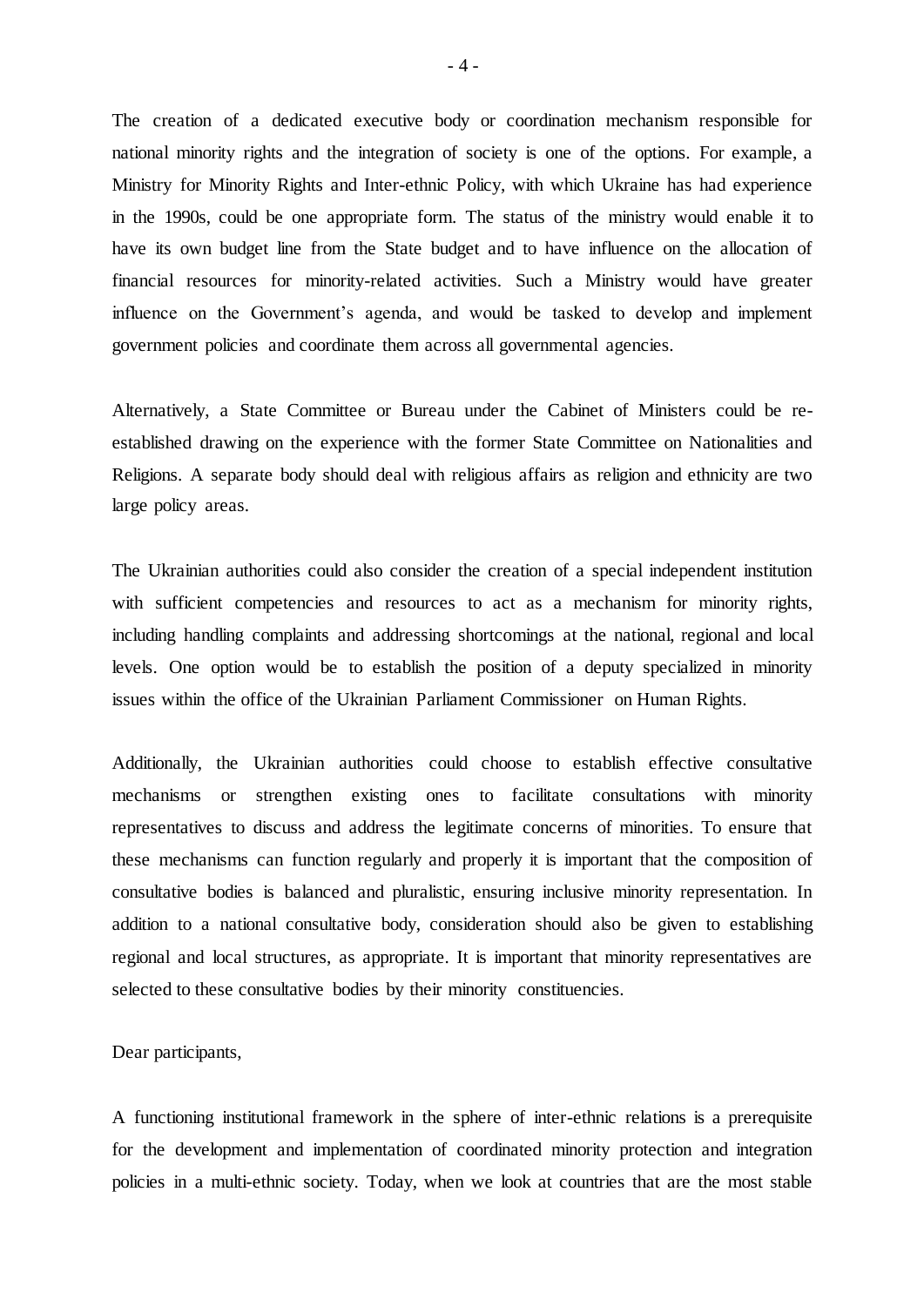The creation of a dedicated executive body or coordination mechanism responsible for national minority rights and the integration of society is one of the options. For example, a Ministry for Minority Rights and Inter-ethnic Policy, with which Ukraine has had experience in the 1990s, could be one appropriate form. The status of the ministry would enable it to have its own budget line from the State budget and to have influence on the allocation of financial resources for minority-related activities. Such a Ministry would have greater influence on the Government's agenda, and would be tasked to develop and implement government policies and coordinate them across all governmental agencies.

Alternatively, a State Committee or Bureau under the Cabinet of Ministers could be re-established drawing on the experience with the former State Committee on Nationalities and Religions. A separate body should deal with religious affairs as religion and ethnicity are two large policy areas.

The Ukrainian authorities could also consider the creation of a special independent institution with sufficient competencies and resources to act as a mechanism for minority rights, including handling complaints and addressing shortcomings at the national, regional and local levels. One option would be to establish the position of a deputy specialized in minority issues within the office of the Ukrainian Parliament Commissioner on Human Rights.

Additionally, the Ukrainian authorities could choose to establish effective consultative mechanisms or strengthen existing ones to facilitate consultations with minority representatives to discuss and address the legitimate concerns of minorities. To ensure that these mechanisms can function regularly and properly it is important that the composition of consultative bodies is balanced and pluralistic, ensuring inclusive minority representation. In addition to a national consultative body, consideration should also be given to establishing regional and local structures, as appropriate. It is important that minority representatives are selected to these consultative bodies by their minority constituencies.

Dear participants,

A functioning institutional framework in the sphere of inter-ethnic relations is a prerequisite for the development and implementation of coordinated minority protection and integration policies in a multi-ethnic society. Today, when we look at countries that are the most stable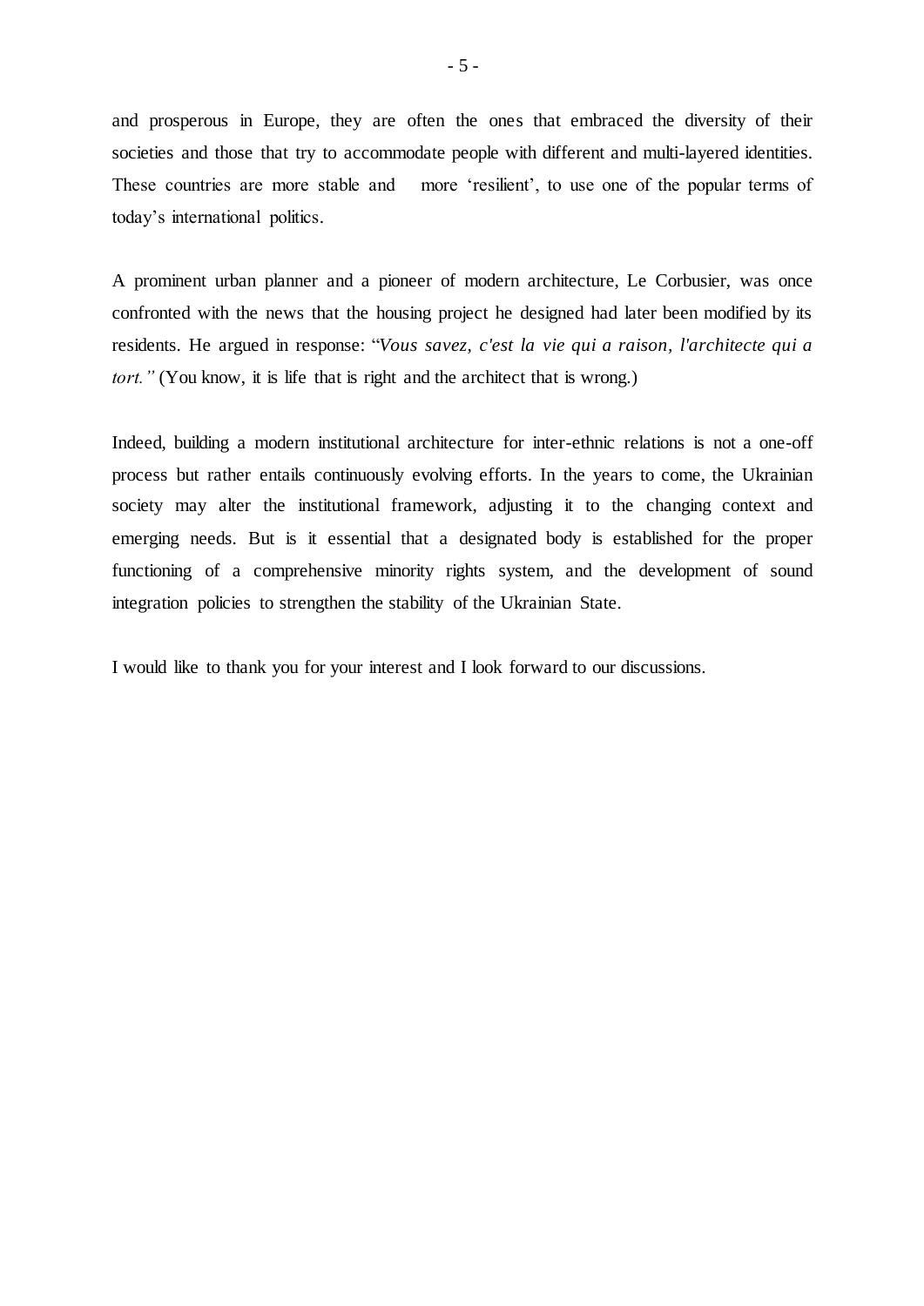and prosperous in Europe, they are often the ones that embraced the diversity of their societies and those that try to accommodate people with different and multi-layered identities. These countries are more stable and more ‘resilient’, to use one of the popular terms of today’s international politics.

A prominent urban planner and a pioneer of modern architecture, Le Corbusier, was once confronted with the news that the housing project he designed had later been modified by its residents. He argued in response: “*Vous savez, c'est la vie qui a raison, l'architecte qui a tort.”* (You know, it is life that is right and the architect that is wrong.)

Indeed, building a modern institutional architecture for inter-ethnic relations is not a one-off process but rather entails continuously evolving efforts. In the years to come, the Ukrainian society may alter the institutional framework, adjusting it to the changing context and emerging needs. But is it essential that a designated body is established for the proper functioning of a comprehensive minority rights system, and the development of sound integration policies to strengthen the stability of the Ukrainian State.

I would like to thank you for your interest and I look forward to our discussions.